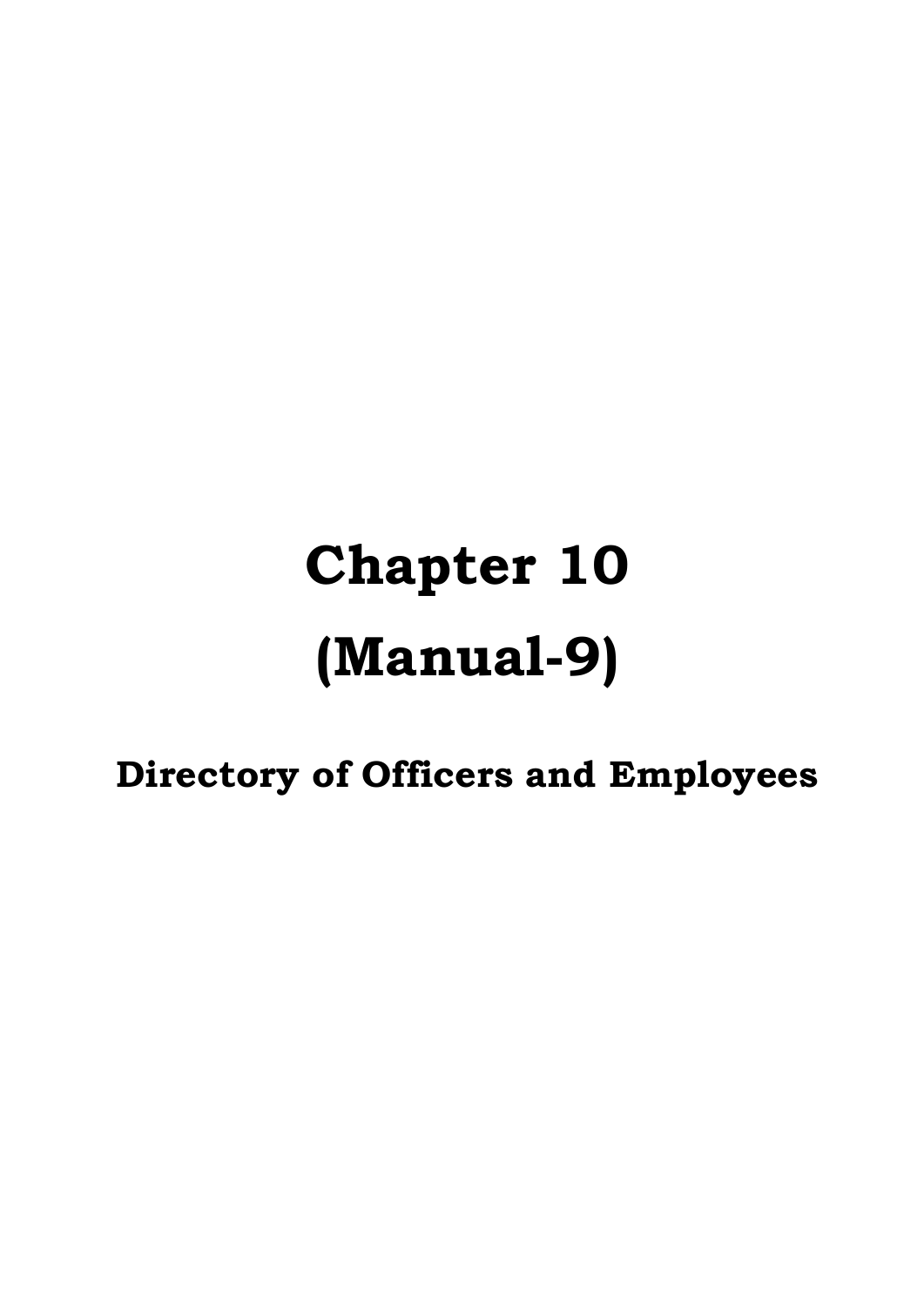# Chapter 10

# (Manual-9)

## Directory of Officers and Employees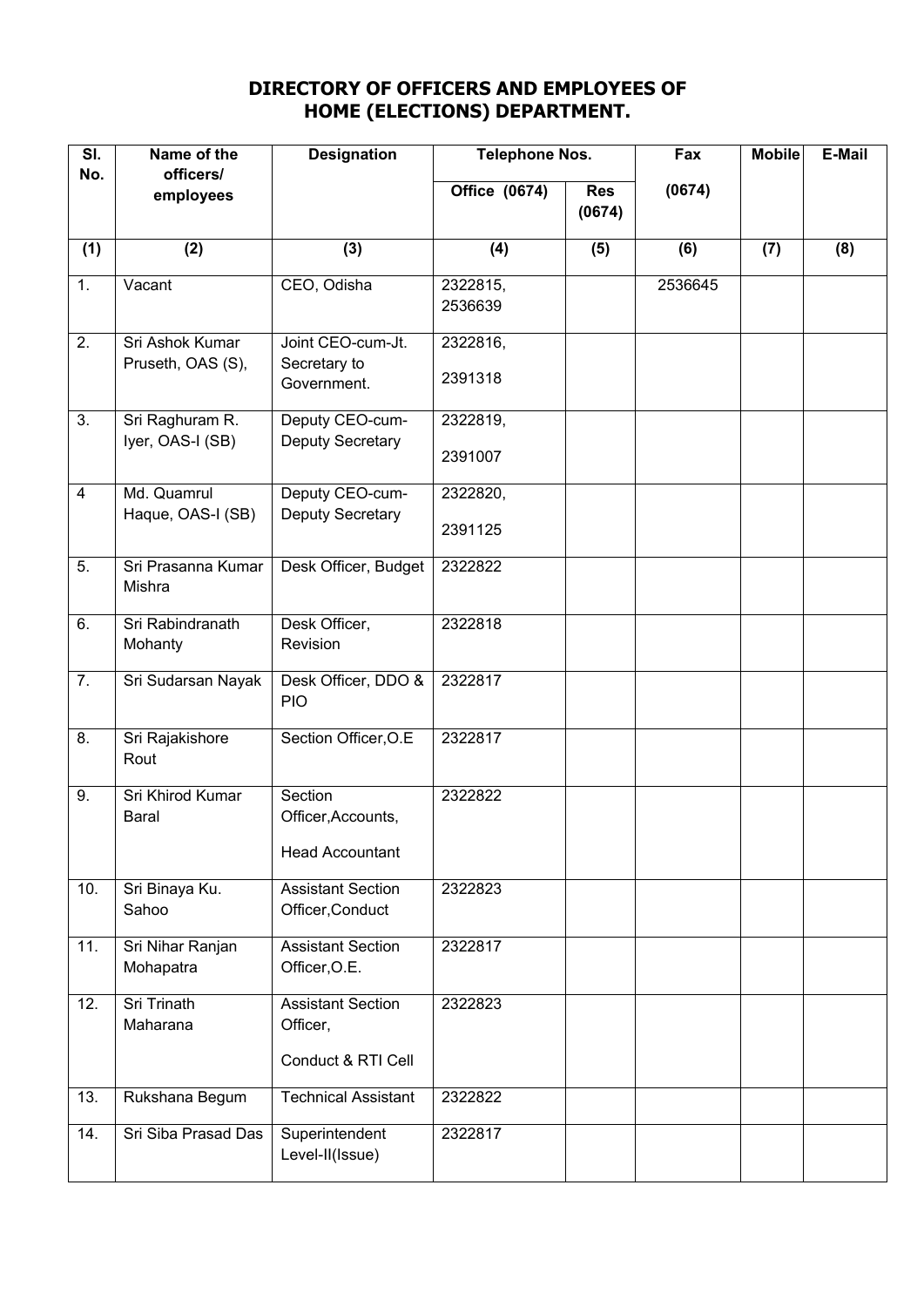## DIRECTORY OF OFFICERS AND EMPLOYEES OF HOME (ELECTIONS) DEPARTMENT.

| Sl. No. | Name of the officers/ employees | Designation | Telephone Nos. | | Fax | Mobile | E-Mail |
|---|---|---|---|---|---|---|---|
| | | | Office (0674) | Res (0674) | (0674) | | |
| (1) | (2) | (3) | (4) | (5) | (6) | (7) | (8) |
| 1. | Vacant | CEO, Odisha | 2322815, 2536639 | | 2536645 | | |
| 2. | Sri Ashok Kumar Pruseth, OAS (S), | Joint CEO-cum-Jt. Secretary to Government. | 2322816, 2391318 | | | | |
| 3. | Sri Raghuram R. Iyer, OAS-I (SB) | Deputy CEO-cum-Deputy Secretary | 2322819, 2391007 | | | | |
| 4 | Md. Quamrul Haque, OAS-I (SB) | Deputy CEO-cum-Deputy Secretary | 2322820, 2391125 | | | | |
| 5. | Sri Prasanna Kumar Mishra | Desk Officer, Budget | 2322822 | | | | |
| 6. | Sri Rabindranath Mohanty | Desk Officer, Revision | 2322818 | | | | |
| 7. | Sri Sudarsan Nayak | Desk Officer, DDO & PIO | 2322817 | | | | |
| 8. | Sri Rajakishore Rout | Section Officer,O.E | 2322817 | | | | |
| 9. | Sri Khirod Kumar Baral | Section Officer,Accounts, Head Accountant | 2322822 | | | | |
| 10. | Sri Binaya Ku. Sahoo | Assistant Section Officer,Conduct | 2322823 | | | | |
| 11. | Sri Nihar Ranjan Mohapatra | Assistant Section Officer,O.E. | 2322817 | | | | |
| 12. | Sri Trinath Maharana | Assistant Section Officer, Conduct & RTI Cell | 2322823 | | | | |
| 13. | Rukshana Begum | Technical Assistant | 2322822 | | | | |
| 14. | Sri Siba Prasad Das | Superintendent Level-II(Issue) | 2322817 | | | | |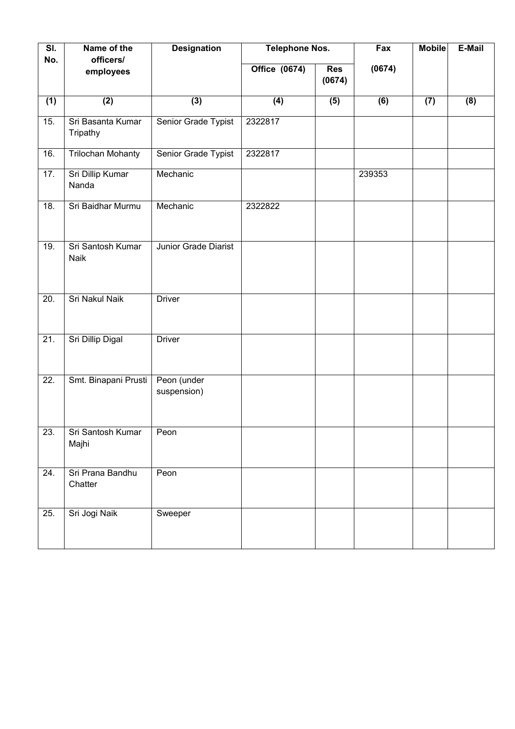| Sl. No. | Name of the officers/ employees | Designation | Telephone Nos. | | Fax | Mobile | E-Mail |
|---|---|---|---|---|---|---|---|
| | | | Office (0674) | Res (0674) | (0674) | | |
| (1) | (2) | (3) | (4) | (5) | (6) | (7) | (8) |
| 15. | Sri Basanta Kumar Tripathy | Senior Grade Typist | 2322817 | | | | |
| 16. | Trilochan Mohanty | Senior Grade Typist | 2322817 | | | | |
| 17. | Sri Dillip Kumar Nanda | Mechanic | | | 239353 | | |
| 18. | Sri Baidhar Murmu | Mechanic | 2322822 | | | | |
| 19. | Sri Santosh Kumar Naik | Junior Grade Diarist | | | | | |
| 20. | Sri Nakul Naik | Driver | | | | | |
| 21. | Sri Dillip Digal | Driver | | | | | |
| 22. | Smt. Binapani Prusti | Peon (under suspension) | | | | | |
| 23. | Sri Santosh Kumar Majhi | Peon | | | | | |
| 24. | Sri Prana Bandhu Chatter | Peon | | | | | |
| 25. | Sri Jogi Naik | Sweeper | | | | | |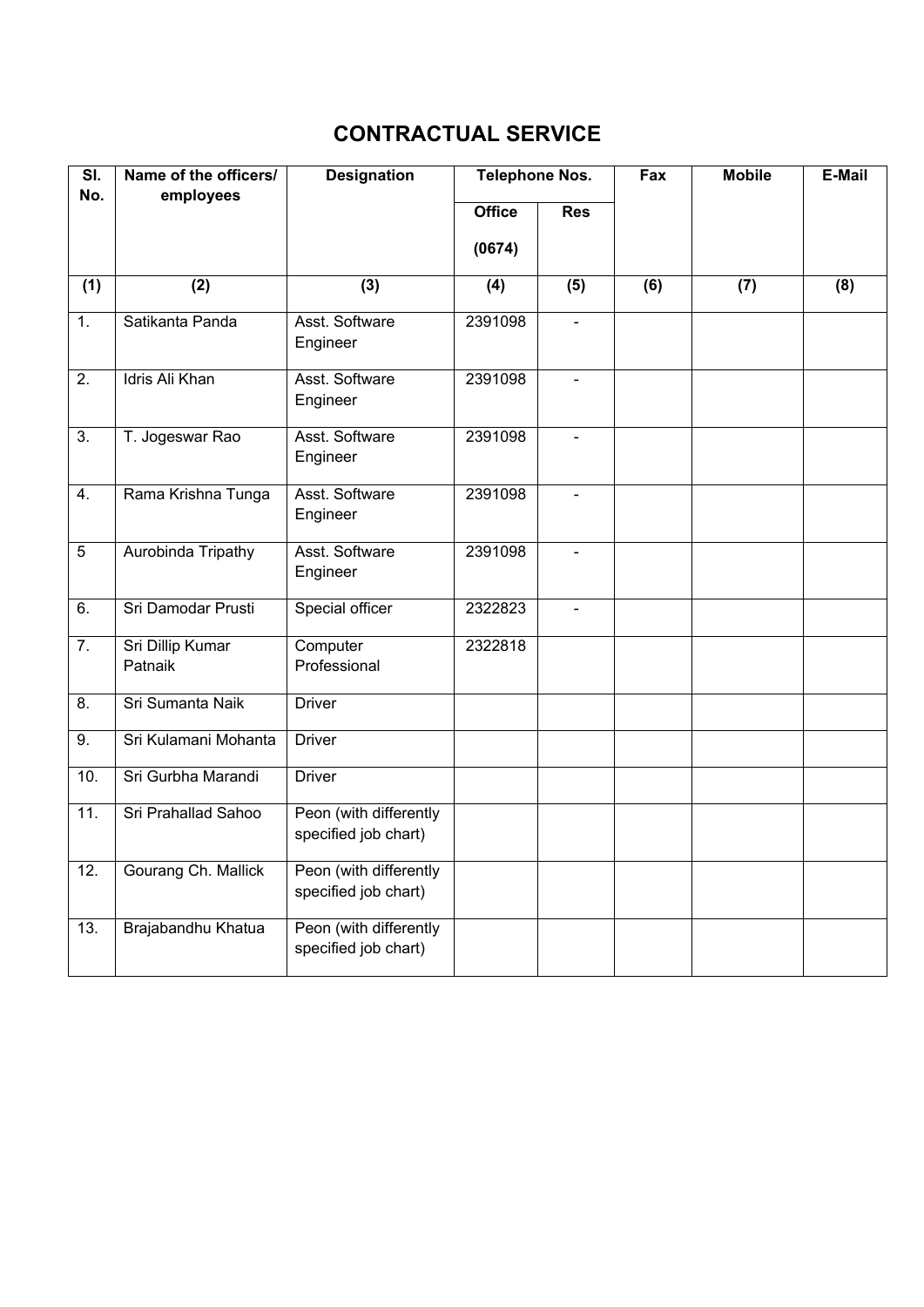# CONTRACTUAL SERVICE

| Sl. No. | Name of the officers/ employees | Designation | Telephone Nos. | | Fax | Mobile | E-Mail |
|---|---|---|---|---|---|---|---|
| | | | Office (0674) | Res | | | |
| (1) | (2) | (3) | (4) | (5) | (6) | (7) | (8) |
| 1. | Satikanta Panda | Asst. Software Engineer | 2391098 | - | | | |
| 2. | Idris Ali Khan | Asst. Software Engineer | 2391098 | - | | | |
| 3. | T. Jogeswar Rao | Asst. Software Engineer | 2391098 | - | | | |
| 4. | Rama Krishna Tunga | Asst. Software Engineer | 2391098 | - | | | |
| 5 | Aurobinda Tripathy | Asst. Software Engineer | 2391098 | - | | | |
| 6. | Sri Damodar Prusti | Special officer | 2322823 | - | | | |
| 7. | Sri Dillip Kumar Patnaik | Computer Professional | 2322818 | | | | |
| 8. | Sri Sumanta Naik | Driver | | | | | |
| 9. | Sri Kulamani Mohanta | Driver | | | | | |
| 10. | Sri Gurbha Marandi | Driver | | | | | |
| 11. | Sri Prahallad Sahoo | Peon (with differently specified job chart) | | | | | |
| 12. | Gourang Ch. Mallick | Peon (with differently specified job chart) | | | | | |
| 13. | Brajabandhu Khatua | Peon (with differently specified job chart) | | | | | |